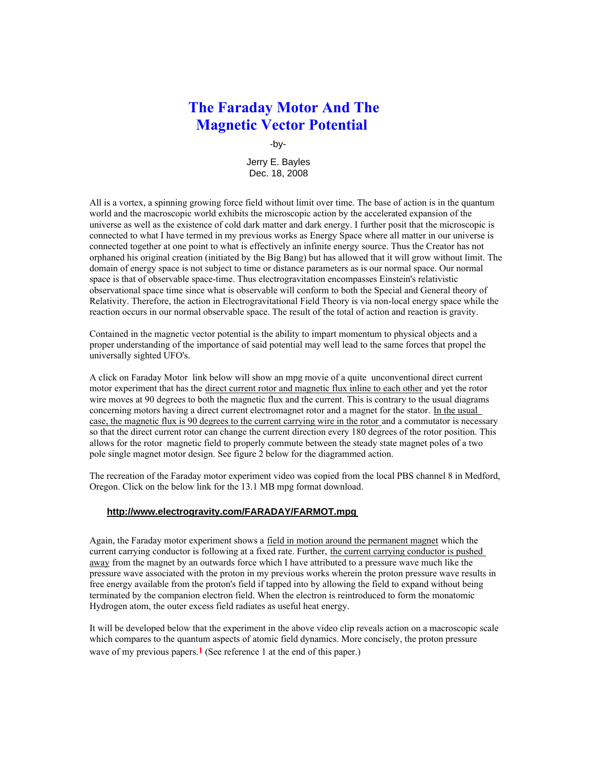# The Faraday Motor And The Magnetic Vector Potential

-by-

Jerry E. Bayles
Dec. 18, 2008

All is a vortex, a spinning growing force field without limit over time. The base of action is in the quantum world and the macroscopic world exhibits the microscopic action by the accelerated expansion of the universe as well as the existence of cold dark matter and dark energy. I further posit that the microscopic is connected to what I have termed in my previous works as Energy Space where all matter in our universe is connected together at one point to what is effectively an infinite energy source. Thus the Creator has not orphaned his original creation (initiated by the Big Bang) but has allowed that it will grow without limit. The domain of energy space is not subject to time or distance parameters as is our normal space. Our normal space is that of observable space-time. Thus electrogravitation encompasses Einstein's relativistic observational space time since what is observable will conform to both the Special and General theory of Relativity. Therefore, the action in Electrogravitational Field Theory is via non-local energy space while the reaction occurs in our normal observable space. The result of the total of action and reaction is gravity.

Contained in the magnetic vector potential is the ability to impart momentum to physical objects and a proper understanding of the importance of said potential may well lead to the same forces that propel the universally sighted UFO's.

A click on Faraday Motor link below will show an mpg movie of a quite unconventional direct current motor experiment that has the <u>direct current rotor and magnetic flux inline to each other</u> and yet the rotor wire moves at 90 degrees to both the magnetic flux and the current. This is contrary to the usual diagrams concerning motors having a direct current electromagnet rotor and a magnet for the stator. <u>In the usual case, the magnetic flux is 90 degrees to the current carrying wire in the rotor</u> and a commutator is necessary so that the direct current rotor can change the current direction every 180 degrees of the rotor position. This allows for the rotor magnetic field to properly commute between the steady state magnet poles of a two pole single magnet motor design. See figure 2 below for the diagrammed action.

The recreation of the Faraday motor experiment video was copied from the local PBS channel 8 in Medford, Oregon. Click on the below link for the 13.1 MB mpg format download.

**http://www.electrogravity.com/FARADAY/FARMOT.mpg**

Again, the Faraday motor experiment shows a <u>field in motion around the permanent magnet</u> which the current carrying conductor is following at a fixed rate. Further, <u>the current carrying conductor is pushed away</u> from the magnet by an outwards force which I have attributed to a pressure wave much like the pressure wave associated with the proton in my previous works wherein the proton pressure wave results in free energy available from the proton's field if tapped into by allowing the field to expand without being terminated by the companion electron field. When the electron is reintroduced to form the monatomic Hydrogen atom, the outer excess field radiates as useful heat energy.

It will be developed below that the experiment in the above video clip reveals action on a macroscopic scale which compares to the quantum aspects of atomic field dynamics. More concisely, the proton pressure wave of my previous papers.[1] (See reference 1 at the end of this paper.)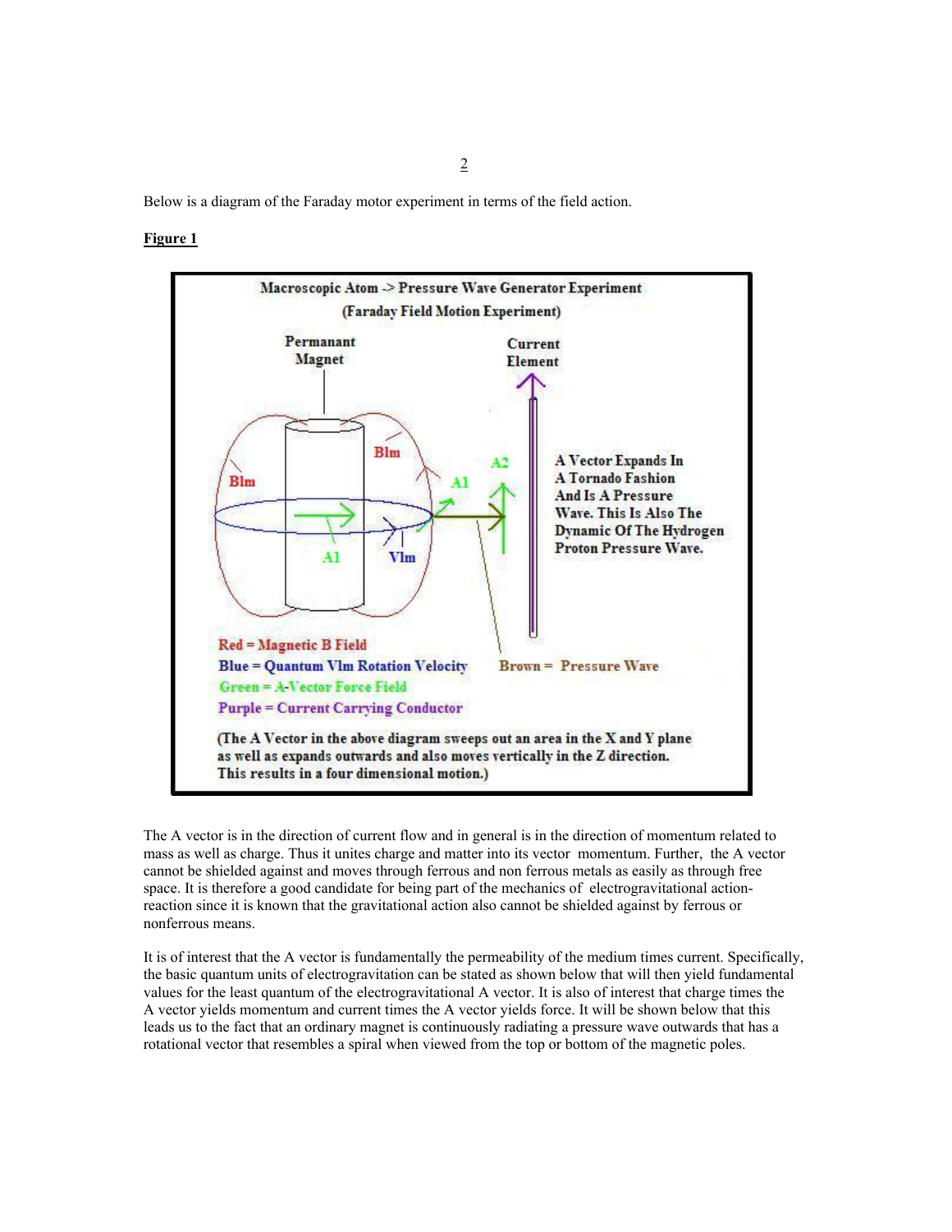Below is a diagram of the Faraday motor experiment in terms of the field action.

**Figure 1**

Macroscopic Atom -> Pressure Wave Generator Experiment

(Faraday Field Motion Experiment)

Permanant Magnet

Current Element

Blm

Blm

A2

A1

A1

Vlm

A Vector Expands In A Tornado Fashion And Is A Pressure Wave. This Is Also The Dynamic Of The Hydrogen Proton Pressure Wave.

Red = Magnetic B Field

Blue = Quantum Vlm Rotation Velocity

Green = A-Vector Force Field

Purple = Current Carrying Conductor

Brown = Pressure Wave

(The A Vector in the above diagram sweeps out an area in the X and Y plane as well as expands outwards and also moves vertically in the Z direction. This results in a four dimensional motion.)

The A vector is in the direction of current flow and in general is in the direction of momentum related to mass as well as charge. Thus it unites charge and matter into its vector momentum. Further, the A vector cannot be shielded against and moves through ferrous and non ferrous metals as easily as through free space. It is therefore a good candidate for being part of the mechanics of electrogravitational action-reaction since it is known that the gravitational action also cannot be shielded against by ferrous or nonferrous means.

It is of interest that the A vector is fundamentally the permeability of the medium times current. Specifically, the basic quantum units of electrogravitation can be stated as shown below that will then yield fundamental values for the least quantum of the electrogravitational A vector. It is also of interest that charge times the A vector yields momentum and current times the A vector yields force. It will be shown below that this leads us to the fact that an ordinary magnet is continuously radiating a pressure wave outwards that has a rotational vector that resembles a spiral when viewed from the top or bottom of the magnetic poles.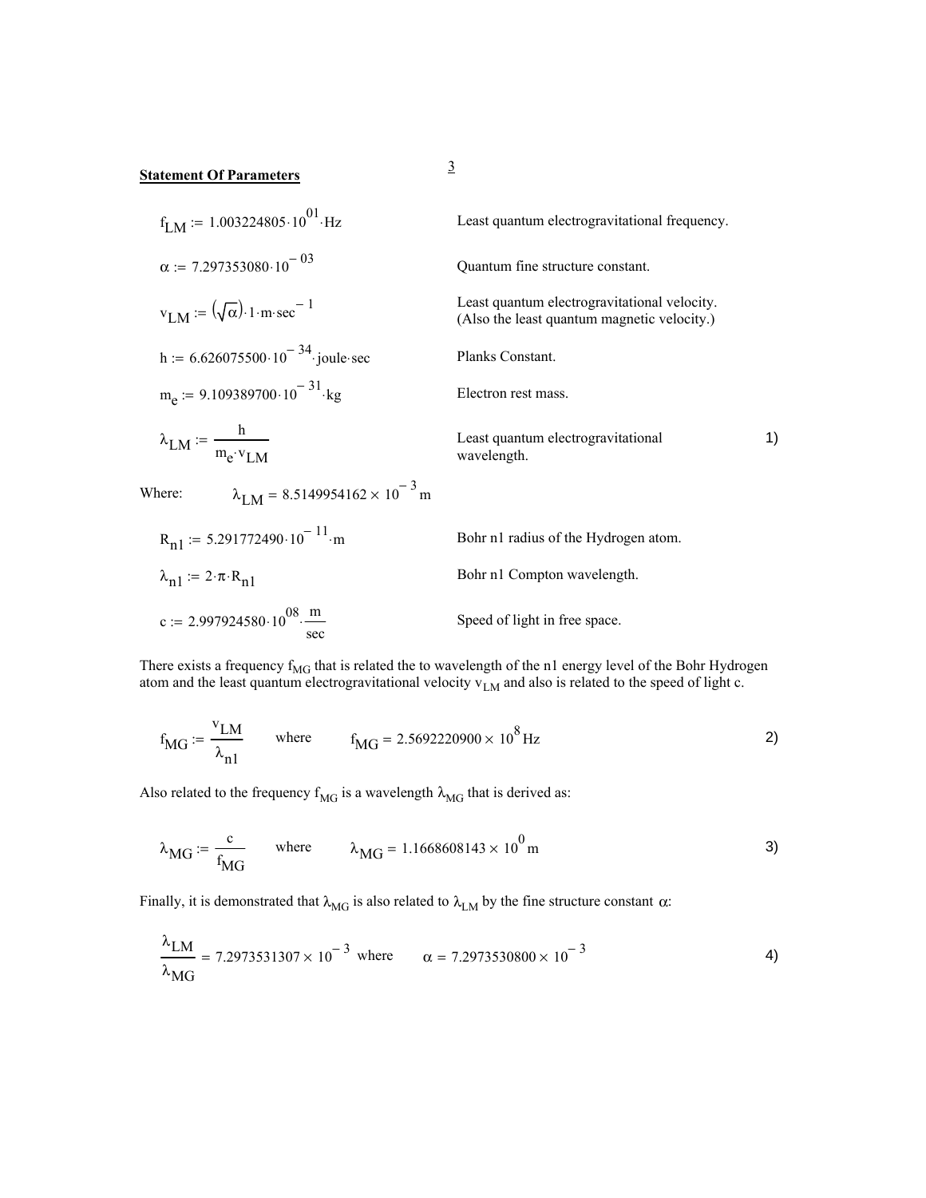**Statement Of Parameters**

$f_{LM} := 1.003224805 \cdot 10^{01} \cdot Hz$ — Least quantum electrogravitational frequency.

$\alpha := 7.297353080 \cdot 10^{-03}$ — Quantum fine structure constant.

$v_{LM} := (\sqrt{\alpha}) \cdot 1 \cdot m \cdot sec^{-1}$ — Least quantum electrogravitational velocity. (Also the least quantum magnetic velocity.)

$h := 6.626075500 \cdot 10^{-34} \cdot joule \cdot sec$ — Planks Constant.

$m_e := 9.109389700 \cdot 10^{-31} \cdot kg$ — Electron rest mass.

$$\lambda_{LM} := \frac{h}{m_e \cdot v_{LM}} \qquad \text{Least quantum electrogravitational wavelength.} \qquad 1)$$

Where: $\lambda_{LM} = 8.5149954162 \times 10^{-3} \, m$

$R_{n1} := 5.291772490 \cdot 10^{-11} \cdot m$ — Bohr n1 radius of the Hydrogen atom.

$\lambda_{n1} := 2 \cdot \pi \cdot R_{n1}$ — Bohr n1 Compton wavelength.

$c := 2.997924580 \cdot 10^{08} \cdot \frac{m}{sec}$ — Speed of light in free space.

There exists a frequency $f_{MG}$ that is related the to wavelength of the n1 energy level of the Bohr Hydrogen atom and the least quantum electrogravitational velocity $v_{LM}$ and also is related to the speed of light c.

$$f_{MG} := \frac{v_{LM}}{\lambda_{n1}} \qquad \text{where} \qquad f_{MG} = 2.5692220900 \times 10^{8} \, Hz \qquad 2)$$

Also related to the frequency $f_{MG}$ is a wavelength $\lambda_{MG}$ that is derived as:

$$\lambda_{MG} := \frac{c}{f_{MG}} \qquad \text{where} \qquad \lambda_{MG} = 1.1668608143 \times 10^{0} \, m \qquad 3)$$

Finally, it is demonstrated that $\lambda_{MG}$ is also related to $\lambda_{LM}$ by the fine structure constant $\alpha$:

$$\frac{\lambda_{LM}}{\lambda_{MG}} = 7.2973531307 \times 10^{-3} \quad \text{where} \qquad \alpha = 7.2973530800 \times 10^{-3} \qquad 4)$$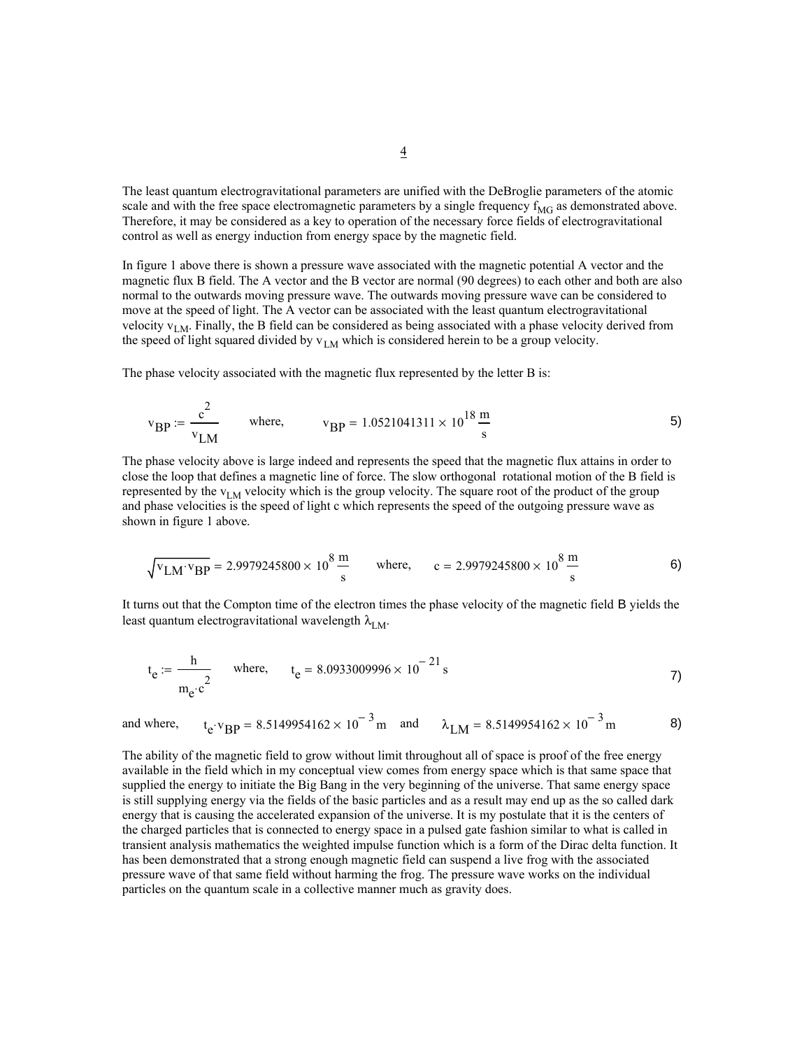The least quantum electrogravitational parameters are unified with the DeBroglie parameters of the atomic scale and with the free space electromagnetic parameters by a single frequency $f_{MG}$ as demonstrated above. Therefore, it may be considered as a key to operation of the necessary force fields of electrogravitational control as well as energy induction from energy space by the magnetic field.

In figure 1 above there is shown a pressure wave associated with the magnetic potential A vector and the magnetic flux B field. The A vector and the B vector are normal (90 degrees) to each other and both are also normal to the outwards moving pressure wave. The outwards moving pressure wave can be considered to move at the speed of light. The A vector can be associated with the least quantum electrogravitational velocity $v_{LM}$. Finally, the B field can be considered as being associated with a phase velocity derived from the speed of light squared divided by $v_{LM}$ which is considered herein to be a group velocity.

The phase velocity associated with the magnetic flux represented by the letter B is:

$$v_{BP} := \frac{c^2}{v_{LM}} \qquad \text{where,} \qquad v_{BP} = 1.0521041311 \times 10^{18}\,\frac{m}{s} \tag{5}$$

The phase velocity above is large indeed and represents the speed that the magnetic flux attains in order to close the loop that defines a magnetic line of force. The slow orthogonal rotational motion of the B field is represented by the $v_{LM}$ velocity which is the group velocity. The square root of the product of the group and phase velocities is the speed of light c which represents the speed of the outgoing pressure wave as shown in figure 1 above.

$$\sqrt{v_{LM} \cdot v_{BP}} = 2.9979245800 \times 10^{8}\,\frac{m}{s} \qquad \text{where,} \qquad c = 2.9979245800 \times 10^{8}\,\frac{m}{s} \tag{6}$$

It turns out that the Compton time of the electron times the phase velocity of the magnetic field B yields the least quantum electrogravitational wavelength $\lambda_{LM}$.

$$t_e := \frac{h}{m_e \cdot c^2} \qquad \text{where,} \qquad t_e = 8.0933009996 \times 10^{-21}\,s \tag{7}$$

$$\text{and where,} \qquad t_e \cdot v_{BP} = 8.5149954162 \times 10^{-3}\,m \quad \text{and} \quad \lambda_{LM} = 8.5149954162 \times 10^{-3}\,m \tag{8}$$

The ability of the magnetic field to grow without limit throughout all of space is proof of the free energy available in the field which in my conceptual view comes from energy space which is that same space that supplied the energy to initiate the Big Bang in the very beginning of the universe. That same energy space is still supplying energy via the fields of the basic particles and as a result may end up as the so called dark energy that is causing the accelerated expansion of the universe. It is my postulate that it is the centers of the charged particles that is connected to energy space in a pulsed gate fashion similar to what is called in transient analysis mathematics the weighted impulse function which is a form of the Dirac delta function. It has been demonstrated that a strong enough magnetic field can suspend a live frog with the associated pressure wave of that same field without harming the frog. The pressure wave works on the individual particles on the quantum scale in a collective manner much as gravity does.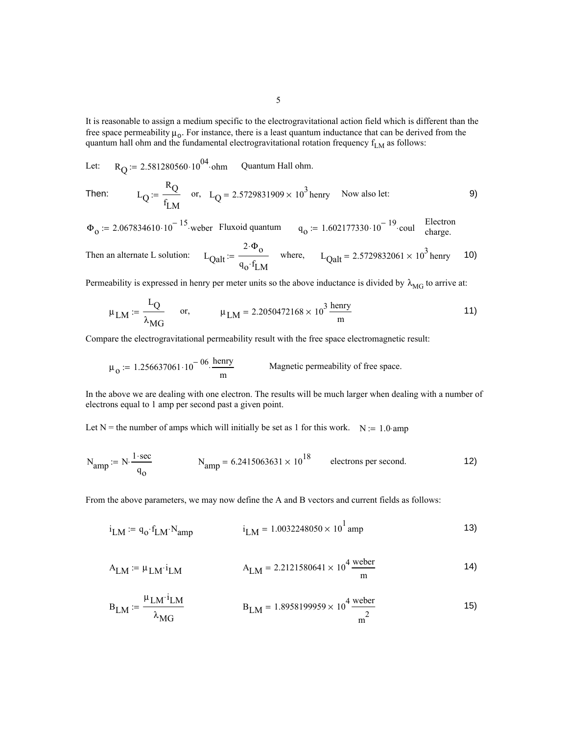It is reasonable to assign a medium specific to the electrogravitational action field which is different than the free space permeability $\mu_o$. For instance, there is a least quantum inductance that can be derived from the quantum hall ohm and the fundamental electrogravitational rotation frequency $f_{LM}$ as follows:

Let: $R_Q := 2.581280560 \cdot 10^{04} \cdot \text{ohm}$ Quantum Hall ohm.

Then: $L_Q := \dfrac{R_Q}{f_{LM}}$ or, $L_Q = 2.5729831909 \times 10^{3}\,\text{henry}$ Now also let: 9)

$\Phi_o := 2.067834610 \cdot 10^{-15} \cdot \text{weber}$ Fluxoid quantum $q_o := 1.602177330 \cdot 10^{-19} \cdot \text{coul}$ Electron charge.

Then an alternate L solution: $L_{Qalt} := \dfrac{2 \cdot \Phi_o}{q_o \cdot f_{LM}}$ where, $L_{Qalt} = 2.5729832061 \times 10^{3}\,\text{henry}$ 10)

Permeability is expressed in henry per meter units so the above inductance is divided by $\lambda_{MG}$ to arrive at:

$$\mu_{LM} := \frac{L_Q}{\lambda_{MG}} \quad \text{or,} \quad \mu_{LM} = 2.2050472168 \times 10^{3}\,\frac{\text{henry}}{\text{m}} \qquad 11)$$

Compare the electrogravitational permeability result with the free space electromagnetic result:

$$\mu_o := 1.256637061 \cdot 10^{-06} \cdot \frac{\text{henry}}{\text{m}} \qquad \text{Magnetic permeability of free space.}$$

In the above we are dealing with one electron. The results will be much larger when dealing with a number of electrons equal to 1 amp per second past a given point.

Let N = the number of amps which will initially be set as 1 for this work. $N := 1.0 \cdot \text{amp}$

$$N_{amp} := N \cdot \frac{1 \cdot \text{sec}}{q_o} \qquad N_{amp} = 6.2415063631 \times 10^{18} \quad \text{electrons per second.} \qquad 12)$$

From the above parameters, we may now define the A and B vectors and current fields as follows:

$$i_{LM} := q_o \cdot f_{LM} \cdot N_{amp} \qquad i_{LM} = 1.0032248050 \times 10^{1}\,\text{amp} \qquad 13)$$

$$A_{LM} := \mu_{LM} \cdot i_{LM} \qquad A_{LM} = 2.2121580641 \times 10^{4}\,\frac{\text{weber}}{\text{m}} \qquad 14)$$

$$B_{LM} := \frac{\mu_{LM} \cdot i_{LM}}{\lambda_{MG}} \qquad B_{LM} = 1.8958199959 \times 10^{4}\,\frac{\text{weber}}{\text{m}^2} \qquad 15)$$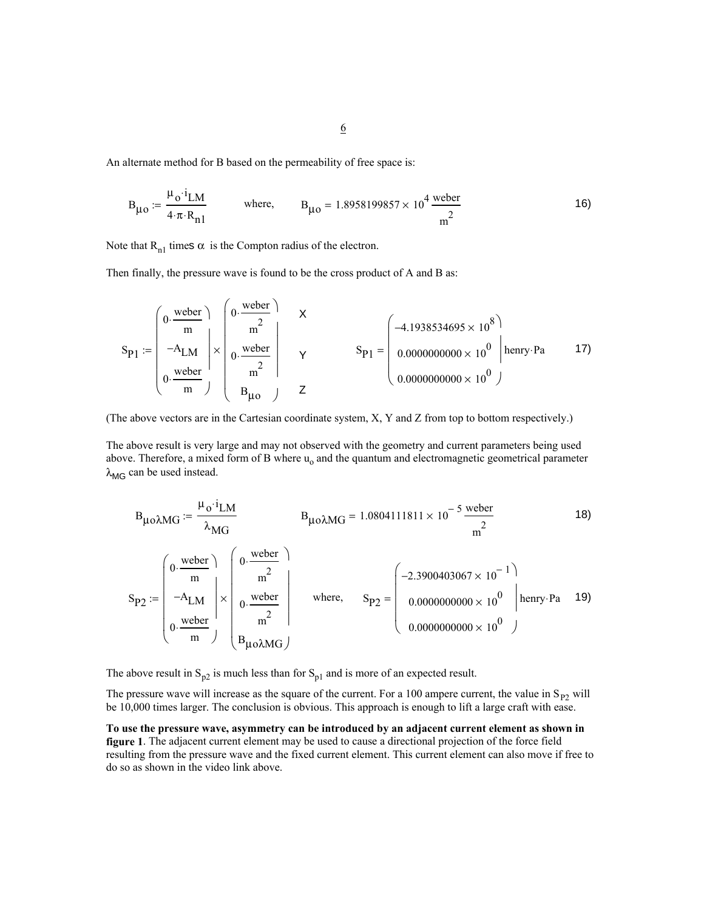An alternate method for B based on the permeability of free space is:

$$B_{\mu o} := \frac{\mu_o \cdot i_{LM}}{4 \cdot \pi \cdot R_{n1}} \qquad \text{where,} \qquad B_{\mu o} = 1.8958199857 \times 10^{4} \, \frac{\text{weber}}{\text{m}^2} \tag{16)}$$

Note that $R_{n1}$ times $\alpha$ is the Compton radius of the electron.

Then finally, the pressure wave is found to be the cross product of A and B as:

$$S_{P1} := \begin{pmatrix} 0 \cdot \frac{\text{weber}}{\text{m}} \\ -A_{LM} \\ 0 \cdot \frac{\text{weber}}{\text{m}} \end{pmatrix} \times \begin{pmatrix} 0 \cdot \frac{\text{weber}}{\text{m}^2} \\ 0 \cdot \frac{\text{weber}}{\text{m}^2} \\ B_{\mu o} \end{pmatrix} \begin{matrix} \text{X} \\ \text{Y} \\ \text{Z} \end{matrix} \qquad S_{P1} = \begin{pmatrix} -4.1938534695 \times 10^{8} \\ 0.0000000000 \times 10^{0} \\ 0.0000000000 \times 10^{0} \end{pmatrix} \text{henry} \cdot \text{Pa} \tag{17)}$$

(The above vectors are in the Cartesian coordinate system, X, Y and Z from top to bottom respectively.)

The above result is very large and may not observed with the geometry and current parameters being used above. Therefore, a mixed form of B where $u_o$ and the quantum and electromagnetic geometrical parameter $\lambda_{MG}$ can be used instead.

$$B_{\mu o \lambda MG} := \frac{\mu_o \cdot i_{LM}}{\lambda_{MG}} \qquad B_{\mu o \lambda MG} = 1.0804111811 \times 10^{-5} \, \frac{\text{weber}}{\text{m}^2} \tag{18)}$$

$$S_{P2} := \begin{pmatrix} 0 \cdot \frac{\text{weber}}{\text{m}} \\ -A_{LM} \\ 0 \cdot \frac{\text{weber}}{\text{m}} \end{pmatrix} \times \begin{pmatrix} 0 \cdot \frac{\text{weber}}{\text{m}^2} \\ 0 \cdot \frac{\text{weber}}{\text{m}^2} \\ B_{\mu o \lambda MG} \end{pmatrix} \qquad \text{where,} \qquad S_{P2} = \begin{pmatrix} -2.3900403067 \times 10^{-1} \\ 0.0000000000 \times 10^{0} \\ 0.0000000000 \times 10^{0} \end{pmatrix} \text{henry} \cdot \text{Pa} \tag{19)}$$

The above result in $S_{p2}$ is much less than for $S_{p1}$ and is more of an expected result.

The pressure wave will increase as the square of the current. For a 100 ampere current, the value in $S_{P2}$ will be 10,000 times larger. The conclusion is obvious. This approach is enough to lift a large craft with ease.

**To use the pressure wave, asymmetry can be introduced by an adjacent current element as shown in figure 1**. The adjacent current element may be used to cause a directional projection of the force field resulting from the pressure wave and the fixed current element. This current element can also move if free to do so as shown in the video link above.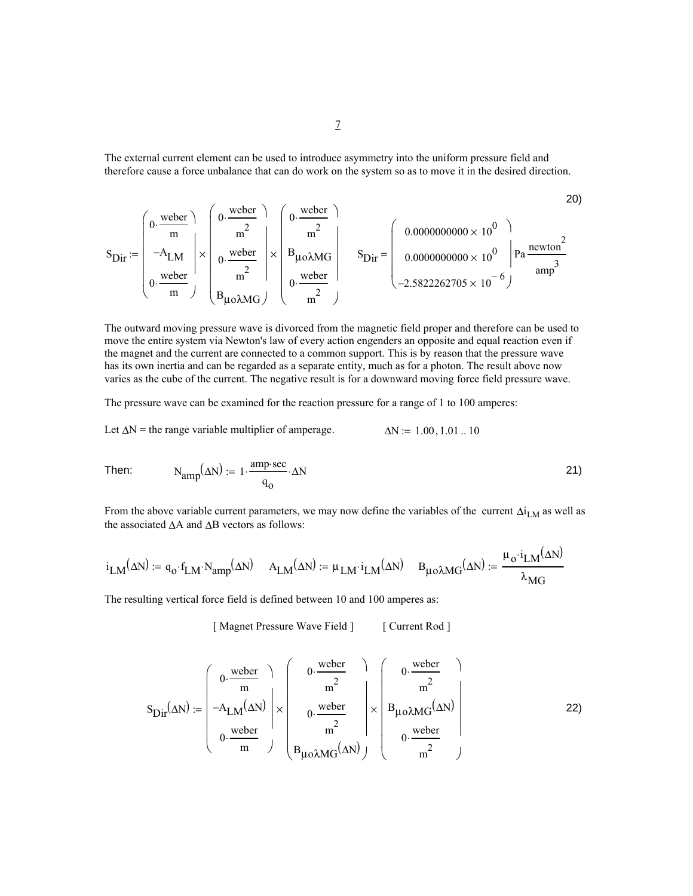The external current element can be used to introduce asymmetry into the uniform pressure field and therefore cause a force unbalance that can do work on the system so as to move it in the desired direction.

$$S_{Dir} := \begin{pmatrix} 0 \cdot \frac{weber}{m} \\ -A_{LM} \\ 0 \cdot \frac{weber}{m} \end{pmatrix} \times \begin{pmatrix} 0 \cdot \frac{weber}{m^2} \\ 0 \cdot \frac{weber}{m^2} \\ B_{\mu o \lambda MG} \end{pmatrix} \times \begin{pmatrix} 0 \cdot \frac{weber}{m^2} \\ B_{\mu o \lambda MG} \\ 0 \cdot \frac{weber}{m^2} \end{pmatrix} \qquad S_{Dir} = \begin{pmatrix} 0.0000000000 \times 10^{0} \\ 0.0000000000 \times 10^{0} \\ -2.5822262705 \times 10^{-6} \end{pmatrix} Pa \frac{newton^2}{amp^3} \tag{20}$$

The outward moving pressure wave is divorced from the magnetic field proper and therefore can be used to move the entire system via Newton's law of every action engenders an opposite and equal reaction even if the magnet and the current are connected to a common support. This is by reason that the pressure wave has its own inertia and can be regarded as a separate entity, much as for a photon. The result above now varies as the cube of the current. The negative result is for a downward moving force field pressure wave.

The pressure wave can be examined for the reaction pressure for a range of 1 to 100 amperes:

Let $\Delta N$ = the range variable multiplier of amperage. $\qquad \Delta N := 1.00, 1.01 .. 10$

Then:

$$N_{amp}(\Delta N) := 1 \cdot \frac{amp \cdot sec}{q_o} \cdot \Delta N \tag{21}$$

From the above variable current parameters, we may now define the variables of the current $\Delta i_{LM}$ as well as the associated $\Delta A$ and $\Delta B$ vectors as follows:

$$i_{LM}(\Delta N) := q_o \cdot f_{LM} \cdot N_{amp}(\Delta N) \qquad A_{LM}(\Delta N) := \mu_{LM} \cdot i_{LM}(\Delta N) \qquad B_{\mu o \lambda MG}(\Delta N) := \frac{\mu_o \cdot i_{LM}(\Delta N)}{\lambda_{MG}}$$

The resulting vertical force field is defined between 10 and 100 amperes as:

[ Magnet Pressure Wave Field ] [ Current Rod ]

$$S_{Dir}(\Delta N) := \begin{pmatrix} 0 \cdot \frac{weber}{m} \\ -A_{LM}(\Delta N) \\ 0 \cdot \frac{weber}{m} \end{pmatrix} \times \begin{pmatrix} 0 \cdot \frac{weber}{m^2} \\ 0 \cdot \frac{weber}{m^2} \\ B_{\mu o \lambda MG}(\Delta N) \end{pmatrix} \times \begin{pmatrix} 0 \cdot \frac{weber}{m^2} \\ B_{\mu o \lambda MG}(\Delta N) \\ 0 \cdot \frac{weber}{m^2} \end{pmatrix} \tag{22}$$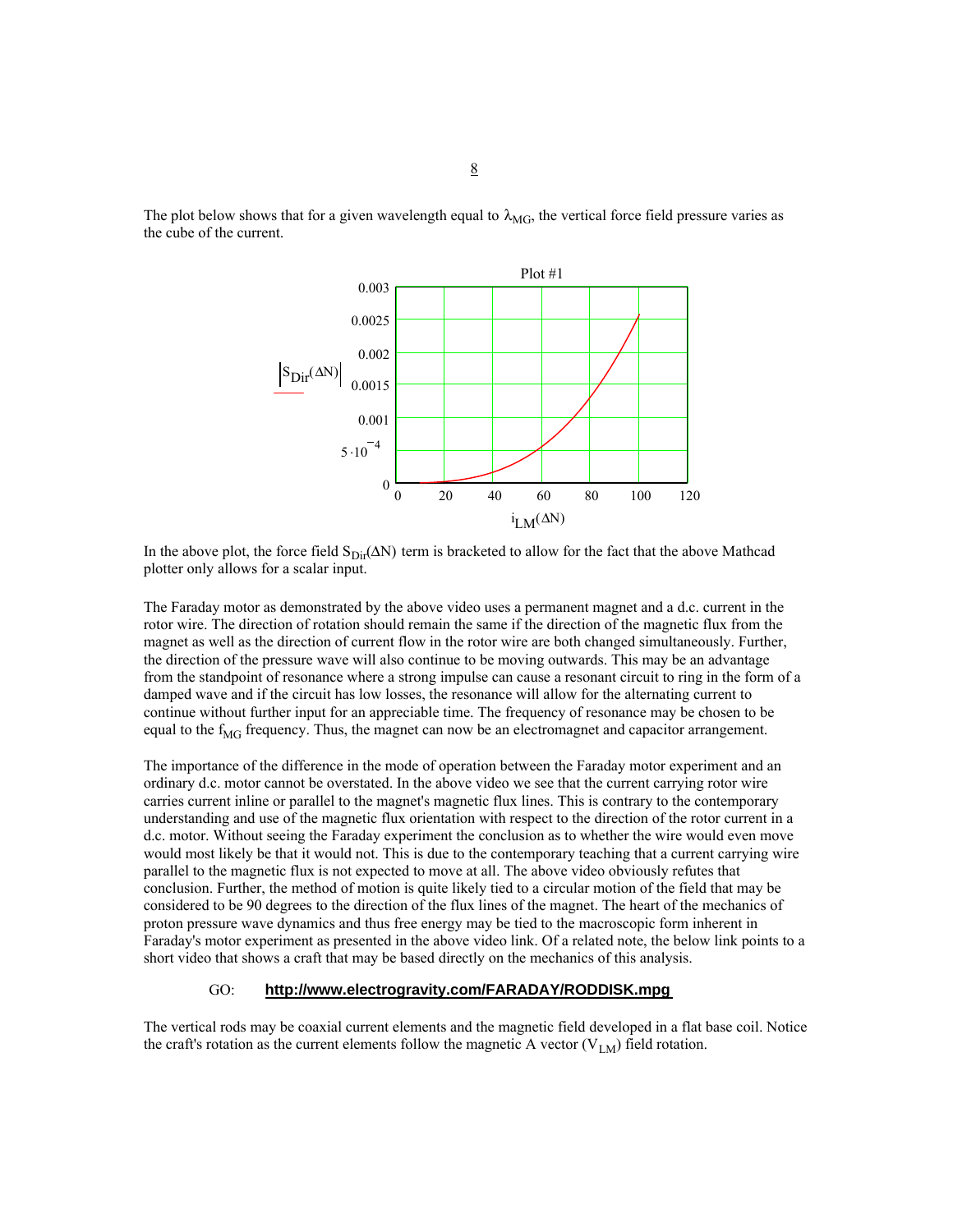The plot below shows that for a given wavelength equal to $\lambda_{MG}$, the vertical force field pressure varies as the cube of the current.

Plot #1

$|S_{Dir}(\Delta N)|$

0.003
0.0025
0.002
0.0015
0.001
$5 \cdot 10^{-4}$
0

0 20 40 60 80 100 120

$i_{LM}(\Delta N)$

In the above plot, the force field $S_{Dir}(\Delta N)$ term is bracketed to allow for the fact that the above Mathcad plotter only allows for a scalar input.

The Faraday motor as demonstrated by the above video uses a permanent magnet and a d.c. current in the rotor wire. The direction of rotation should remain the same if the direction of the magnetic flux from the magnet as well as the direction of current flow in the rotor wire are both changed simultaneously. Further, the direction of the pressure wave will also continue to be moving outwards. This may be an advantage from the standpoint of resonance where a strong impulse can cause a resonant circuit to ring in the form of a damped wave and if the circuit has low losses, the resonance will allow for the alternating current to continue without further input for an appreciable time. The frequency of resonance may be chosen to be equal to the $f_{MG}$ frequency. Thus, the magnet can now be an electromagnet and capacitor arrangement.

The importance of the difference in the mode of operation between the Faraday motor experiment and an ordinary d.c. motor cannot be overstated. In the above video we see that the current carrying rotor wire carries current inline or parallel to the magnet's magnetic flux lines. This is contrary to the contemporary understanding and use of the magnetic flux orientation with respect to the direction of the rotor current in a d.c. motor. Without seeing the Faraday experiment the conclusion as to whether the wire would even move would most likely be that it would not. This is due to the contemporary teaching that a current carrying wire parallel to the magnetic flux is not expected to move at all. The above video obviously refutes that conclusion. Further, the method of motion is quite likely tied to a circular motion of the field that may be considered to be 90 degrees to the direction of the flux lines of the magnet. The heart of the mechanics of proton pressure wave dynamics and thus free energy may be tied to the macroscopic form inherent in Faraday's motor experiment as presented in the above video link. Of a related note, the below link points to a short video that shows a craft that may be based directly on the mechanics of this analysis.

GO: **http://www.electrogravity.com/FARADAY/RODDISK.mpg**

The vertical rods may be coaxial current elements and the magnetic field developed in a flat base coil. Notice the craft's rotation as the current elements follow the magnetic A vector ($V_{LM}$) field rotation.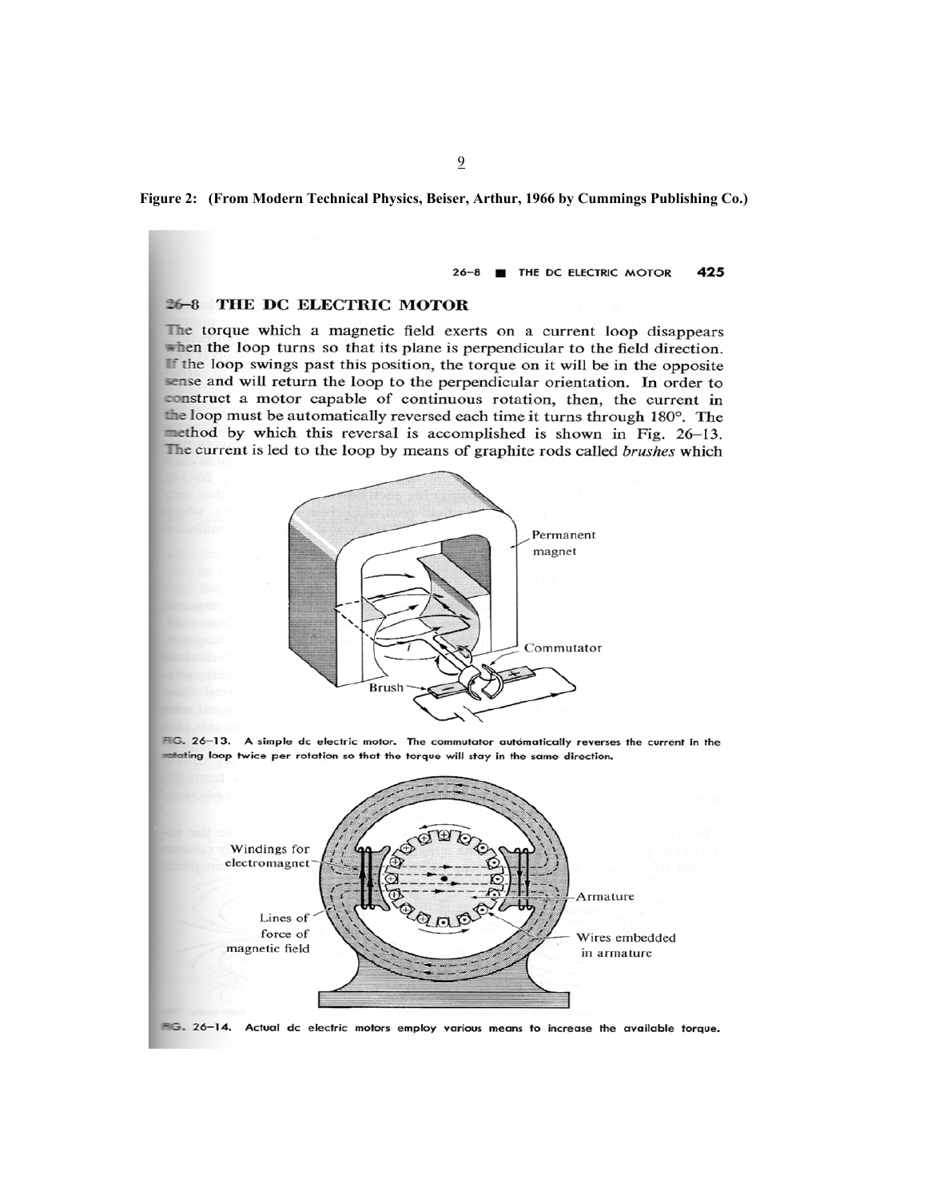**Figure 2: (From Modern Technical Physics, Beiser, Arthur, 1966 by Cummings Publishing Co.)**

26–8 ■ THE DC ELECTRIC MOTOR 425

## 26–8 THE DC ELECTRIC MOTOR

The torque which a magnetic field exerts on a current loop disappears when the loop turns so that its plane is perpendicular to the field direction. If the loop swings past this position, the torque on it will be in the opposite sense and will return the loop to the perpendicular orientation. In order to construct a motor capable of continuous rotation, then, the current in the loop must be automatically reversed each time it turns through 180°. The method by which this reversal is accomplished is shown in Fig. 26–13. The current is led to the loop by means of graphite rods called *brushes* which

Permanent magnet

Commutator

Brush

FIG. 26–13. A simple dc electric motor. The commutator automatically reverses the current in the rotating loop twice per rotation so that the torque will stay in the same direction.

Windings for electromagnet

Armature

Lines of force of magnetic field

Wires embedded in armature

FIG. 26–14. Actual dc electric motors employ various means to increase the available torque.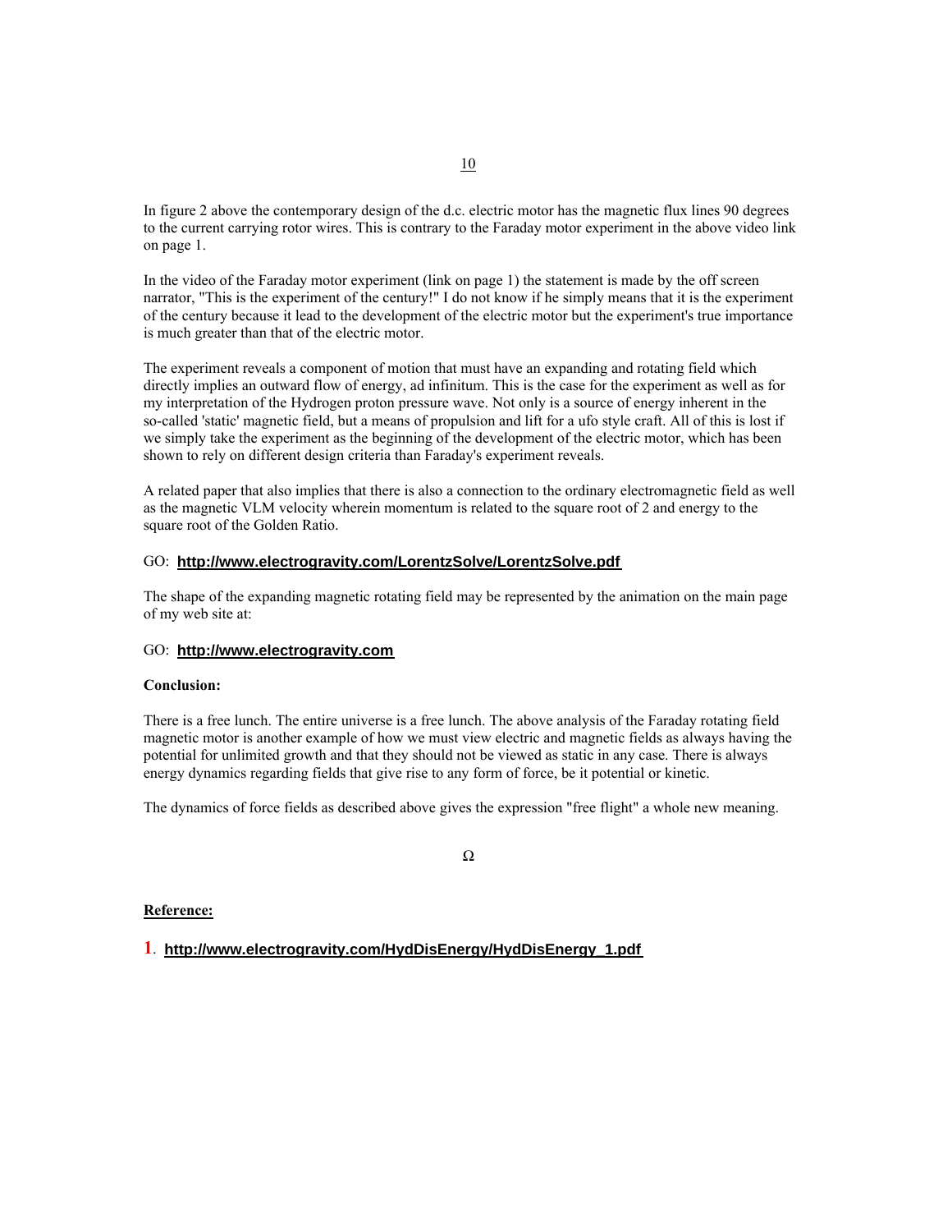In figure 2 above the contemporary design of the d.c. electric motor has the magnetic flux lines 90 degrees to the current carrying rotor wires. This is contrary to the Faraday motor experiment in the above video link on page 1.

In the video of the Faraday motor experiment (link on page 1) the statement is made by the off screen narrator, "This is the experiment of the century!" I do not know if he simply means that it is the experiment of the century because it lead to the development of the electric motor but the experiment's true importance is much greater than that of the electric motor.

The experiment reveals a component of motion that must have an expanding and rotating field which directly implies an outward flow of energy, ad infinitum. This is the case for the experiment as well as for my interpretation of the Hydrogen proton pressure wave. Not only is a source of energy inherent in the so-called 'static' magnetic field, but a means of propulsion and lift for a ufo style craft. All of this is lost if we simply take the experiment as the beginning of the development of the electric motor, which has been shown to rely on different design criteria than Faraday's experiment reveals.

A related paper that also implies that there is also a connection to the ordinary electromagnetic field as well as the magnetic VLM velocity wherein momentum is related to the square root of 2 and energy to the square root of the Golden Ratio.

GO: **http://www.electrogravity.com/LorentzSolve/LorentzSolve.pdf**

The shape of the expanding magnetic rotating field may be represented by the animation on the main page of my web site at:

GO: **http://www.electrogravity.com**

**Conclusion:**

There is a free lunch. The entire universe is a free lunch. The above analysis of the Faraday rotating field magnetic motor is another example of how we must view electric and magnetic fields as always having the potential for unlimited growth and that they should not be viewed as static in any case. There is always energy dynamics regarding fields that give rise to any form of force, be it potential or kinetic.

The dynamics of force fields as described above gives the expression "free flight" a whole new meaning.

Ω

**Reference:**

1. **http://www.electrogravity.com/HydDisEnergy/HydDisEnergy_1.pdf**